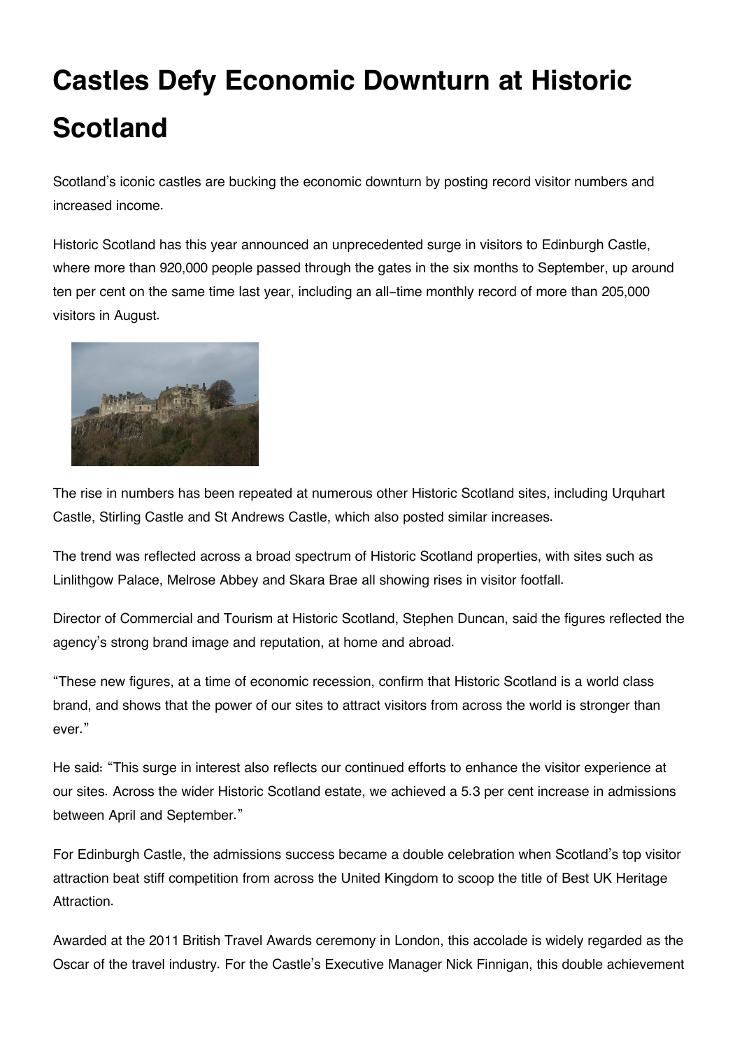# Castles Defy Economic Downturn at Historic Scotland

Scotland's iconic castles are bucking the economic downturn by posting record visitor numbers and increased income.

Historic Scotland has this year announced an unprecedented surge in visitors to Edinburgh Castle, where more than 920,000 people passed through the gates in the six months to September, up around ten per cent on the same time last year, including an all-time monthly record of more than 205,000 visitors in August.

The rise in numbers has been repeated at numerous other Historic Scotland sites, including Urquhart Castle, Stirling Castle and St Andrews Castle, which also posted similar increases.

The trend was reflected across a broad spectrum of Historic Scotland properties, with sites such as Linlithgow Palace, Melrose Abbey and Skara Brae all showing rises in visitor footfall.

Director of Commercial and Tourism at Historic Scotland, Stephen Duncan, said the figures reflected the agency's strong brand image and reputation, at home and abroad.

"These new figures, at a time of economic recession, confirm that Historic Scotland is a world class brand, and shows that the power of our sites to attract visitors from across the world is stronger than ever."

He said: "This surge in interest also reflects our continued efforts to enhance the visitor experience at our sites. Across the wider Historic Scotland estate, we achieved a 5.3 per cent increase in admissions between April and September."

For Edinburgh Castle, the admissions success became a double celebration when Scotland's top visitor attraction beat stiff competition from across the United Kingdom to scoop the title of Best UK Heritage Attraction.

Awarded at the 2011 British Travel Awards ceremony in London, this accolade is widely regarded as the Oscar of the travel industry. For the Castle's Executive Manager Nick Finnigan, this double achievement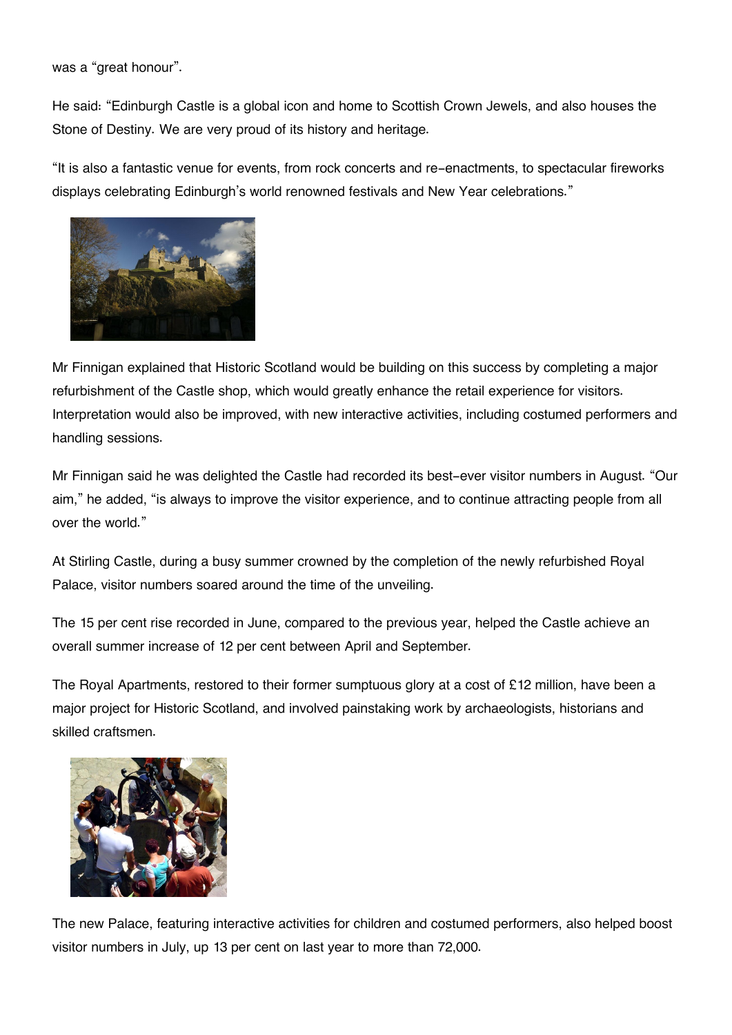was a "great honour".

He said: "Edinburgh Castle is a global icon and home to Scottish Crown Jewels, and also houses the Stone of Destiny. We are very proud of its history and heritage.

"It is also a fantastic venue for events, from rock concerts and re-enactments, to spectacular fireworks displays celebrating Edinburgh's world renowned festivals and New Year celebrations."

Mr Finnigan explained that Historic Scotland would be building on this success by completing a major refurbishment of the Castle shop, which would greatly enhance the retail experience for visitors. Interpretation would also be improved, with new interactive activities, including costumed performers and handling sessions.

Mr Finnigan said he was delighted the Castle had recorded its best-ever visitor numbers in August. "Our aim," he added, "is always to improve the visitor experience, and to continue attracting people from all over the world."

At Stirling Castle, during a busy summer crowned by the completion of the newly refurbished Royal Palace, visitor numbers soared around the time of the unveiling.

The 15 per cent rise recorded in June, compared to the previous year, helped the Castle achieve an overall summer increase of 12 per cent between April and September.

The Royal Apartments, restored to their former sumptuous glory at a cost of £12 million, have been a major project for Historic Scotland, and involved painstaking work by archaeologists, historians and skilled craftsmen.

The new Palace, featuring interactive activities for children and costumed performers, also helped boost visitor numbers in July, up 13 per cent on last year to more than 72,000.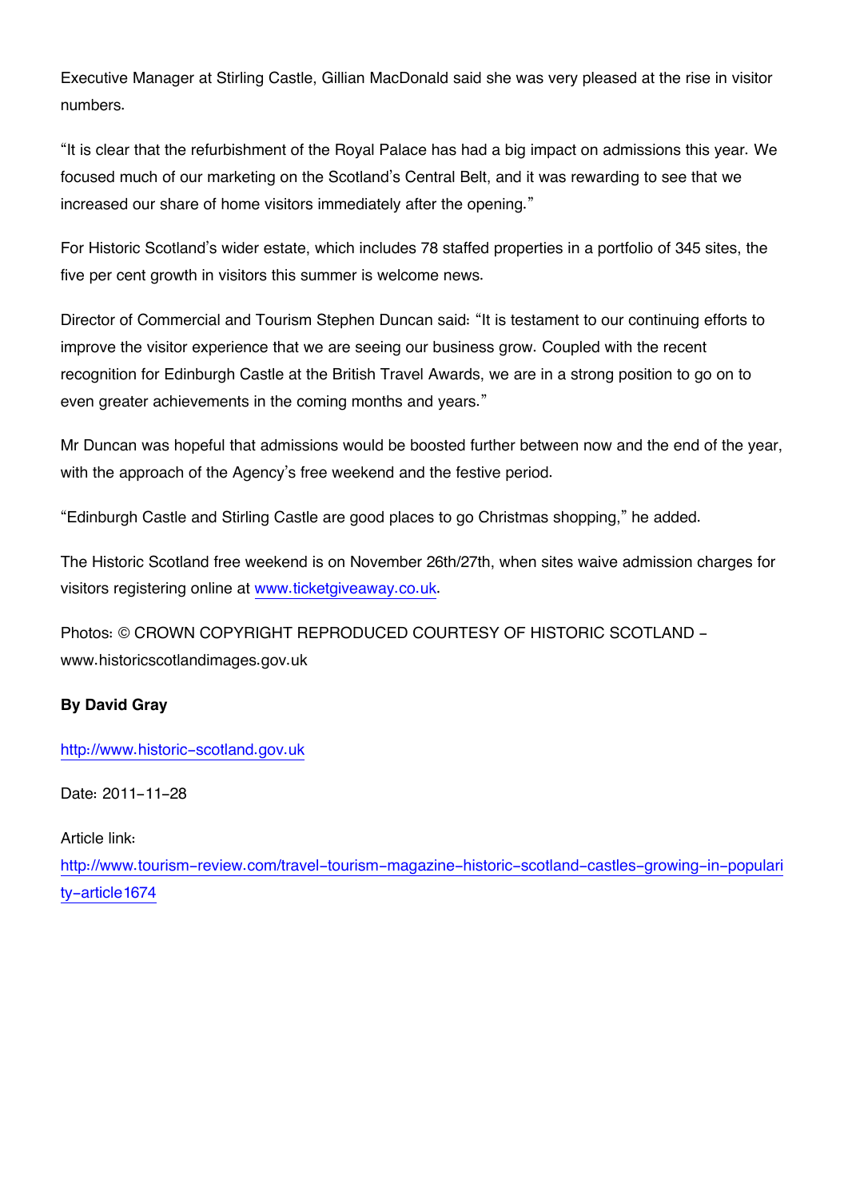Executive Manager at Stirling Castle, Gillian MacDonald said she was very pleased at the rise in visitor numbers.

“It is clear that the refurbishment of the Royal Palace has had a big impact on admissions this year. We focused much of our marketing on the Scotland’s Central Belt, and it was rewarding to see that we increased our share of home visitors immediately after the opening.”

For Historic Scotland’s wider estate, which includes 78 staffed properties in a portfolio of 345 sites, the five per cent growth in visitors this summer is welcome news.

Director of Commercial and Tourism Stephen Duncan said: “It is testament to our continuing efforts to improve the visitor experience that we are seeing our business grow. Coupled with the recent recognition for Edinburgh Castle at the British Travel Awards, we are in a strong position to go on to even greater achievements in the coming months and years.”

Mr Duncan was hopeful that admissions would be boosted further between now and the end of the year, with the approach of the Agency’s free weekend and the festive period.

“Edinburgh Castle and Stirling Castle are good places to go Christmas shopping,” he added.

The Historic Scotland free weekend is on November 26th/27th, when sites waive admission charges for visitors registering online at [www.ticketgiveaway.co.uk](http://www.ticketgiveaway.co.uk).

Photos: © CROWN COPYRIGHT REPRODUCED COURTESY OF HISTORIC SCOTLAND – www.historicscotlandimages.gov.uk

**By David Gray**

[http://www.historic-scotland.gov.uk](http://www.historic-scotland.gov.uk)

Date: 2011-11-28

Article link:
[http://www.tourism-review.com/travel-tourism-magazine-historic-scotland-castles-growing-in-popularity-article1674](http://www.tourism-review.com/travel-tourism-magazine-historic-scotland-castles-growing-in-popularity-article1674)